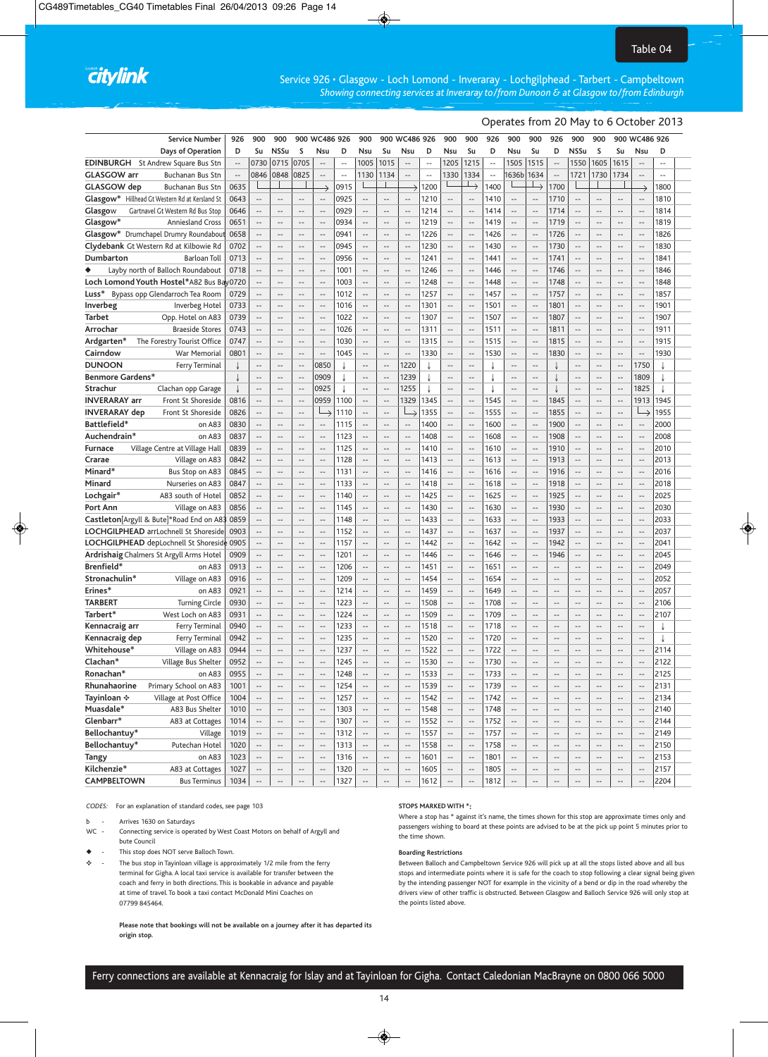Table 04

# citylink

## Service 926 • Glasgow - Loch Lomond - Inveraray - Lochgilphead - Tarbert - Campbeltown

*Showing connecting services at Inveraray to/from Dunoon & at Glasgow to/from Edinburgh*

Operates from 20 May to 6 October 2013

| | Service Number | 926 | 900 | 900 | 900 | WC486 | 926 | 900 | 900 | WC486 | 926 | 900 | 900 | 926 | 900 | 900 | 926 | 900 | 900 | 900 | WC486 | 926 |
|---|---|---|---|---|---|---|---|---|---|---|---|---|---|---|---|---|---|---|---|---|---|---|
| | Days of Operation | D | Su | NSSu | S | Nsu | D | Nsu | Su | Nsu | D | Nsu | Su | D | Nsu | Su | D | NSSu | S | Su | Nsu | D |
| **EDINBURGH** | St Andrew Square Bus Stn | -- | 0730 | 0715 | 0705 | -- | -- | 1005 | 1015 | -- | -- | 1205 | 1215 | -- | 1505 | 1515 | -- | 1550 | 1605 | 1615 | -- | -- |
| **GLASGOW arr** | Buchanan Bus Stn | -- | 0846 | 0848 | 0825 | -- | -- | 1130 | 1134 | -- | -- | 1330 | 1334 | -- | 1636b | 1634 | -- | 1721 | 1730 | 1734 | -- | -- |
| **GLASGOW dep** | Buchanan Bus Stn | 0635 | → | → | → | → | 0915 | → | → | → | 1200 | → | → | 1400 | → | → | 1700 | → | → | → | → | 1800 |
| Glasgow* | Hillhead Gt Western Rd at Kersland St | 0643 | -- | -- | -- | -- | 0925 | -- | -- | -- | 1210 | -- | -- | 1410 | -- | -- | 1710 | -- | -- | -- | -- | 1810 |
| Glasgow | Gartnavel Gt Western Rd Bus Stop | 0646 | -- | -- | -- | -- | 0929 | -- | -- | -- | 1214 | -- | -- | 1414 | -- | -- | 1714 | -- | -- | -- | -- | 1814 |
| Glasgow* | Anniesland Cross | 0651 | -- | -- | -- | -- | 0934 | -- | -- | -- | 1219 | -- | -- | 1419 | -- | -- | 1719 | -- | -- | -- | -- | 1819 |
| Glasgow* | Drumchapel Drumry Roundabout | 0658 | -- | -- | -- | -- | 0941 | -- | -- | -- | 1226 | -- | -- | 1426 | -- | -- | 1726 | -- | -- | -- | -- | 1826 |
| Clydebank | Gt Western Rd at Kilbowie Rd | 0702 | -- | -- | -- | -- | 0945 | -- | -- | -- | 1230 | -- | -- | 1430 | -- | -- | 1730 | -- | -- | -- | -- | 1830 |
| Dumbarton | Barloan Toll | 0713 | -- | -- | -- | -- | 0956 | -- | -- | -- | 1241 | -- | -- | 1441 | -- | -- | 1741 | -- | -- | -- | -- | 1841 |
| ◆ | Layby north of Balloch Roundabout | 0718 | -- | -- | -- | -- | 1001 | -- | -- | -- | 1246 | -- | -- | 1446 | -- | -- | 1746 | -- | -- | -- | -- | 1846 |
| Loch Lomond Youth Hostel* | A82 Bus Bay | 0720 | -- | -- | -- | -- | 1003 | -- | -- | -- | 1248 | -- | -- | 1448 | -- | -- | 1748 | -- | -- | -- | -- | 1848 |
| Luss* | Bypass opp Glendarroch Tea Room | 0729 | -- | -- | -- | -- | 1012 | -- | -- | -- | 1257 | -- | -- | 1457 | -- | -- | 1757 | -- | -- | -- | -- | 1857 |
| Inverbeg | Inverbeg Hotel | 0733 | -- | -- | -- | -- | 1016 | -- | -- | -- | 1301 | -- | -- | 1501 | -- | -- | 1801 | -- | -- | -- | -- | 1901 |
| Tarbet | Opp. Hotel on A83 | 0739 | -- | -- | -- | -- | 1022 | -- | -- | -- | 1307 | -- | -- | 1507 | -- | -- | 1807 | -- | -- | -- | -- | 1907 |
| Arrochar | Braeside Stores | 0743 | -- | -- | -- | -- | 1026 | -- | -- | -- | 1311 | -- | -- | 1511 | -- | -- | 1811 | -- | -- | -- | -- | 1911 |
| Ardgartan* | The Forestry Tourist Office | 0747 | -- | -- | -- | -- | 1030 | -- | -- | -- | 1315 | -- | -- | 1515 | -- | -- | 1815 | -- | -- | -- | -- | 1915 |
| Cairndow | War Memorial | 0801 | -- | -- | -- | -- | 1045 | -- | -- | -- | 1330 | -- | -- | 1530 | -- | -- | 1830 | -- | -- | -- | -- | 1930 |
| **DUNOON** | Ferry Terminal | ↓ | -- | -- | -- | 0850 | ↓ | -- | -- | 1220 | ↓ | -- | -- | ↓ | -- | -- | ↓ | -- | -- | -- | 1750 | ↓ |
| **Benmore Gardens*** | | ↓ | -- | -- | -- | 0909 | ↓ | -- | -- | 1239 | ↓ | -- | -- | ↓ | -- | -- | ↓ | -- | -- | -- | 1809 | ↓ |
| **Strachur** | Clachan opp Garage | ↓ | -- | -- | -- | 0925 | ↓ | -- | -- | 1255 | ↓ | -- | -- | ↓ | -- | -- | ↓ | -- | -- | -- | 1825 | ↓ |
| **INVERARAY arr** | Front St Shoreside | 0816 | -- | -- | -- | 0959 | 1100 | -- | -- | 1329 | 1345 | -- | -- | 1545 | -- | -- | 1845 | -- | -- | -- | 1913 | 1945 |
| **INVERARAY dep** | Front St Shoreside | 0826 | -- | -- | -- | ↳ | 1110 | -- | -- | ↳ | 1355 | -- | -- | 1555 | -- | -- | 1855 | -- | -- | -- | ↳ | 1955 |
| Battlefield* | on A83 | 0830 | -- | -- | -- | -- | 1115 | -- | -- | -- | 1400 | -- | -- | 1600 | -- | -- | 1900 | -- | -- | -- | -- | 2000 |
| Auchendrain* | on A83 | 0837 | -- | -- | -- | -- | 1123 | -- | -- | -- | 1408 | -- | -- | 1608 | -- | -- | 1908 | -- | -- | -- | -- | 2008 |
| Furnace | Village Centre at Village Hall | 0839 | -- | -- | -- | -- | 1125 | -- | -- | -- | 1410 | -- | -- | 1610 | -- | -- | 1910 | -- | -- | -- | -- | 2010 |
| Crarae | Village on A83 | 0842 | -- | -- | -- | -- | 1128 | -- | -- | -- | 1413 | -- | -- | 1613 | -- | -- | 1913 | -- | -- | -- | -- | 2013 |
| Minard* | Bus Stop on A83 | 0845 | -- | -- | -- | -- | 1131 | -- | -- | -- | 1416 | -- | -- | 1616 | -- | -- | 1916 | -- | -- | -- | -- | 2016 |
| Minard | Nurseries on A83 | 0847 | -- | -- | -- | -- | 1133 | -- | -- | -- | 1418 | -- | -- | 1618 | -- | -- | 1918 | -- | -- | -- | -- | 2018 |
| Lochgair* | A83 south of Hotel | 0852 | -- | -- | -- | -- | 1140 | -- | -- | -- | 1425 | -- | -- | 1625 | -- | -- | 1925 | -- | -- | -- | -- | 2025 |
| Port Ann | Village on A83 | 0856 | -- | -- | -- | -- | 1145 | -- | -- | -- | 1430 | -- | -- | 1630 | -- | -- | 1930 | -- | -- | -- | -- | 2030 |
| Castleton[Argyll & Bute]* | Road End on A83 | 0859 | -- | -- | -- | -- | 1148 | -- | -- | -- | 1433 | -- | -- | 1633 | -- | -- | 1933 | -- | -- | -- | -- | 2033 |
| **LOCHGILPHEAD arr** | Lochnell St Shoreside | 0903 | -- | -- | -- | -- | 1152 | -- | -- | -- | 1437 | -- | -- | 1637 | -- | -- | 1937 | -- | -- | -- | -- | 2037 |
| **LOCHGILPHEAD dep** | Lochnell St Shoreside | 0905 | -- | -- | -- | -- | 1157 | -- | -- | -- | 1442 | -- | -- | 1642 | -- | -- | 1942 | -- | -- | -- | -- | 2041 |
| Ardrishaig | Chalmers St Argyll Arms Hotel | 0909 | -- | -- | -- | -- | 1201 | -- | -- | -- | 1446 | -- | -- | 1646 | -- | -- | 1946 | -- | -- | -- | -- | 2045 |
| Brenfield* | on A83 | 0913 | -- | -- | -- | -- | 1206 | -- | -- | -- | 1451 | -- | -- | 1651 | -- | -- | -- | -- | -- | -- | -- | 2049 |
| Stronachulin* | Village on A83 | 0916 | -- | -- | -- | -- | 1209 | -- | -- | -- | 1454 | -- | -- | 1654 | -- | -- | -- | -- | -- | -- | -- | 2052 |
| Erines* | on A83 | 0921 | -- | -- | -- | -- | 1214 | -- | -- | -- | 1459 | -- | -- | 1649 | -- | -- | -- | -- | -- | -- | -- | 2057 |
| **TARBERT** | Turning Circle | 0930 | -- | -- | -- | -- | 1223 | -- | -- | -- | 1508 | -- | -- | 1708 | -- | -- | -- | -- | -- | -- | -- | 2106 |
| Tarbert* | West Loch on A83 | 0931 | -- | -- | -- | -- | 1224 | -- | -- | -- | 1509 | -- | -- | 1709 | -- | -- | -- | -- | -- | -- | -- | 2107 |
| **Kennacraig arr** | Ferry Terminal | 0940 | -- | -- | -- | -- | 1233 | -- | -- | -- | 1518 | -- | -- | 1718 | -- | -- | -- | -- | -- | -- | -- | ↓ |
| **Kennacraig dep** | Ferry Terminal | 0942 | -- | -- | -- | -- | 1235 | -- | -- | -- | 1520 | -- | -- | 1720 | -- | -- | -- | -- | -- | -- | -- | ↓ |
| Whitehouse* | Village on A83 | 0944 | -- | -- | -- | -- | 1237 | -- | -- | -- | 1522 | -- | -- | 1722 | -- | -- | -- | -- | -- | -- | -- | 2114 |
| Clachan* | Village Bus Shelter | 0952 | -- | -- | -- | -- | 1245 | -- | -- | -- | 1530 | -- | -- | 1730 | -- | -- | -- | -- | -- | -- | -- | 2122 |
| Ronachan* | on A83 | 0955 | -- | -- | -- | -- | 1248 | -- | -- | -- | 1533 | -- | -- | 1733 | -- | -- | -- | -- | -- | -- | -- | 2125 |
| Rhunahaorine | Primary School on A83 | 1001 | -- | -- | -- | -- | 1254 | -- | -- | -- | 1539 | -- | -- | 1739 | -- | -- | -- | -- | -- | -- | -- | 2131 |
| Tayinloan ✣ | Village at Post Office | 1004 | -- | -- | -- | -- | 1257 | -- | -- | -- | 1542 | -- | -- | 1742 | -- | -- | -- | -- | -- | -- | -- | 2134 |
| Muasdale* | A83 Bus Shelter | 1010 | -- | -- | -- | -- | 1303 | -- | -- | -- | 1548 | -- | -- | 1748 | -- | -- | -- | -- | -- | -- | -- | 2140 |
| Glenbarr* | A83 at Cottages | 1014 | -- | -- | -- | -- | 1307 | -- | -- | -- | 1552 | -- | -- | 1752 | -- | -- | -- | -- | -- | -- | -- | 2144 |
| Bellochantuy* | Village | 1019 | -- | -- | -- | -- | 1312 | -- | -- | -- | 1557 | -- | -- | 1757 | -- | -- | -- | -- | -- | -- | -- | 2149 |
| Bellochantuy* | Putechan Hotel | 1020 | -- | -- | -- | -- | 1313 | -- | -- | -- | 1558 | -- | -- | 1758 | -- | -- | -- | -- | -- | -- | -- | 2150 |
| Tangy | on A83 | 1023 | -- | -- | -- | -- | 1316 | -- | -- | -- | 1601 | -- | -- | 1801 | -- | -- | -- | -- | -- | -- | -- | 2153 |
| Kilchenzie* | A83 at Cottages | 1027 | -- | -- | -- | -- | 1320 | -- | -- | -- | 1605 | -- | -- | 1805 | -- | -- | -- | -- | -- | -- | -- | 2157 |
| **CAMPBELTOWN** | Bus Terminus | 1034 | -- | -- | -- | -- | 1327 | -- | -- | -- | 1612 | -- | -- | 1812 | -- | -- | -- | -- | -- | -- | -- | 2204 |

CODES: For an explanation of standard codes, see page 103

- b - Arrives 1630 on Saturdays
- WC - Connecting service is operated by West Coast Motors on behalf of Argyll and bute Council
- ◆ - This stop does NOT serve Balloch Town.
- ✣ - The bus stop in Tayinloan village is approximately 1/2 mile from the ferry terminal for Gigha. A local taxi service is available for transfer between the coach and ferry in both directions. This is bookable in advance and payable at time of travel. To book a taxi contact McDonald Mini Coaches on 07799 845464.

**Please note that bookings will not be available on a journey after it has departed its origin stop.**

**STOPS MARKED WITH *:**

Where a stop has * against it's name, the times shown for this stop are approximate times only and passengers wishing to board at these points are advised to be at the pick up point 5 minutes prior to the time shown.

**Boarding Restrictions**

Between Balloch and Campbeltown Service 926 will pick up at all the stops listed above and all bus stops and intermediate points where it is safe for the coach to stop following a clear signal being given by the intending passenger NOT for example in the vicinity of a bend or dip in the road whereby the drivers view of other traffic is obstructed. Between Glasgow and Balloch Service 926 will only stop at the points listed above.

Ferry connections are available at Kennacraig for Islay and at Tayinloan for Gigha. Contact Caledonian MacBrayne on 0800 066 5000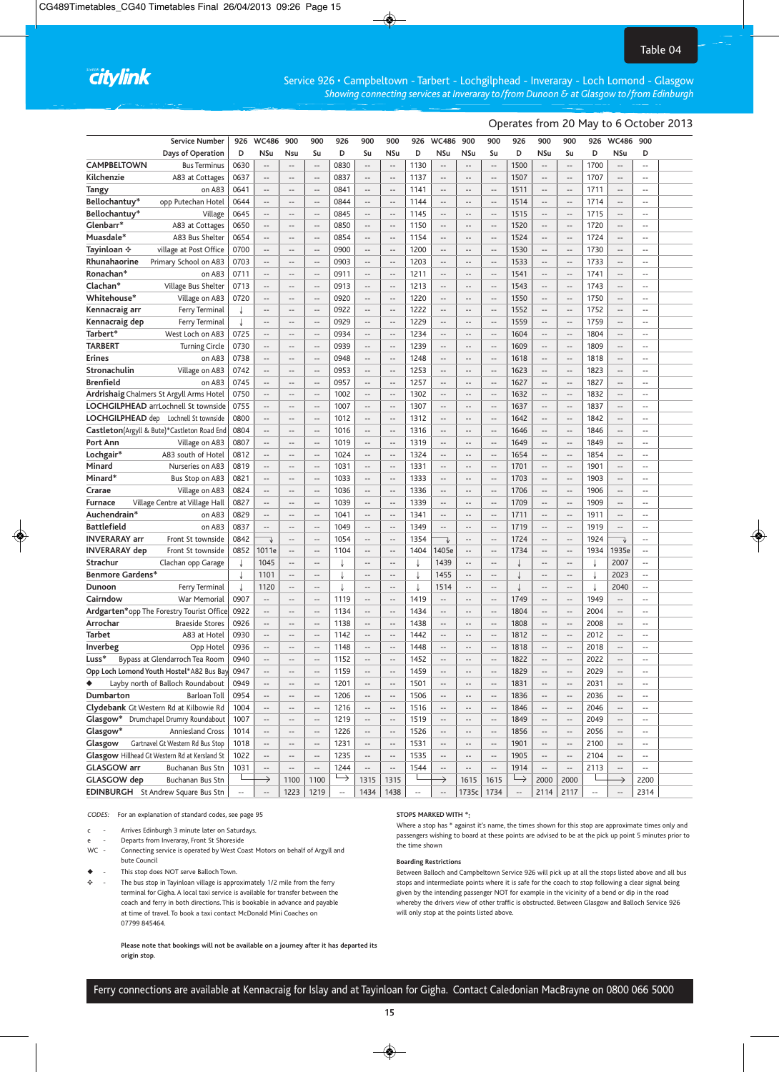# Table 04

## Service 926 • Campbeltown - Tarbert - Lochgilphead - Inveraray - Loch Lomond - Glasgow

*Showing connecting services at Inveraray to/from Dunoon & at Glasgow to/from Edinburgh*

Operates from 20 May to 6 October 2013

| Service Number | | 926 | WC486 | 900 | 900 | 926 | 900 | 900 | 926 | WC486 | 900 | 900 | 926 | 900 | 900 | 926 | WC486 | 900 |
|---|---|---|---|---|---|---|---|---|---|---|---|---|---|---|---|---|---|---|
| Days of Operation | | D | NSu | Nsu | Su | D | Su | NSu | D | NSu | NSu | Su | D | NSu | Su | D | NSu | D |
| **CAMPBELTOWN** | Bus Terminus | 0630 | -- | -- | -- | 0830 | -- | -- | 1130 | -- | -- | -- | 1500 | -- | -- | 1700 | -- | -- |
| **Kilchenzie** | A83 at Cottages | 0637 | -- | -- | -- | 0837 | -- | -- | 1137 | -- | -- | -- | 1507 | -- | -- | 1707 | -- | -- |
| **Tangy** | on A83 | 0641 | -- | -- | -- | 0841 | -- | -- | 1141 | -- | -- | -- | 1511 | -- | -- | 1711 | -- | -- |
| **Bellochantuy*** | opp Putechan Hotel | 0644 | -- | -- | -- | 0844 | -- | -- | 1144 | -- | -- | -- | 1514 | -- | -- | 1714 | -- | -- |
| **Bellochantuy*** | Village | 0645 | -- | -- | -- | 0845 | -- | -- | 1145 | -- | -- | -- | 1515 | -- | -- | 1715 | -- | -- |
| **Glenbarr*** | A83 at Cottages | 0650 | -- | -- | -- | 0850 | -- | -- | 1150 | -- | -- | -- | 1520 | -- | -- | 1720 | -- | -- |
| **Muasdale*** | A83 Bus Shelter | 0654 | -- | -- | -- | 0854 | -- | -- | 1154 | -- | -- | -- | 1524 | -- | -- | 1724 | -- | -- |
| **Tayinloan** ✣ | village at Post Office | 0700 | -- | -- | -- | 0900 | -- | -- | 1200 | -- | -- | -- | 1530 | -- | -- | 1730 | -- | -- |
| **Rhunahaorine** | Primary School on A83 | 0703 | -- | -- | -- | 0903 | -- | -- | 1203 | -- | -- | -- | 1533 | -- | -- | 1733 | -- | -- |
| **Ronachan*** | on A83 | 0711 | -- | -- | -- | 0911 | -- | -- | 1211 | -- | -- | -- | 1541 | -- | -- | 1741 | -- | -- |
| **Clachan*** | Village Bus Shelter | 0713 | -- | -- | -- | 0913 | -- | -- | 1213 | -- | -- | -- | 1543 | -- | -- | 1743 | -- | -- |
| **Whitehouse*** | Village on A83 | 0720 | -- | -- | -- | 0920 | -- | -- | 1220 | -- | -- | -- | 1550 | -- | -- | 1750 | -- | -- |
| **Kennacraig arr** | Ferry Terminal | ↓ | -- | -- | -- | 0922 | -- | -- | 1222 | -- | -- | -- | 1552 | -- | -- | 1752 | -- | -- |
| **Kennacraig dep** | Ferry Terminal | ↓ | -- | -- | -- | 0929 | -- | -- | 1229 | -- | -- | -- | 1559 | -- | -- | 1759 | -- | -- |
| **Tarbert*** | West Loch on A83 | 0725 | -- | -- | -- | 0934 | -- | -- | 1234 | -- | -- | -- | 1604 | -- | -- | 1804 | -- | -- |
| **TARBERT** | Turning Circle | 0730 | -- | -- | -- | 0939 | -- | -- | 1239 | -- | -- | -- | 1609 | -- | -- | 1809 | -- | -- |
| **Erines** | on A83 | 0738 | -- | -- | -- | 0948 | -- | -- | 1248 | -- | -- | -- | 1618 | -- | -- | 1818 | -- | -- |
| **Stronachulin** | Village on A83 | 0742 | -- | -- | -- | 0953 | -- | -- | 1253 | -- | -- | -- | 1623 | -- | -- | 1823 | -- | -- |
| **Brenfield** | on A83 | 0745 | -- | -- | -- | 0957 | -- | -- | 1257 | -- | -- | -- | 1627 | -- | -- | 1827 | -- | -- |
| **Ardrishaig** | Chalmers St Argyll Arms Hotel | 0750 | -- | -- | -- | 1002 | -- | -- | 1302 | -- | -- | -- | 1632 | -- | -- | 1832 | -- | -- |
| **LOCHGILPHEAD arr** | Lochnell St townside | 0755 | -- | -- | -- | 1007 | -- | -- | 1307 | -- | -- | -- | 1637 | -- | -- | 1837 | -- | -- |
| **LOCHGILPHEAD dep** | Lochnell St townside | 0800 | -- | -- | -- | 1012 | -- | -- | 1312 | -- | -- | -- | 1642 | -- | -- | 1842 | -- | -- |
| **Castleton** (Argyll & Bute)* | Castleton Road End | 0804 | -- | -- | -- | 1016 | -- | -- | 1316 | -- | -- | -- | 1646 | -- | -- | 1846 | -- | -- |
| **Port Ann** | Village on A83 | 0807 | -- | -- | -- | 1019 | -- | -- | 1319 | -- | -- | -- | 1649 | -- | -- | 1849 | -- | -- |
| **Lochgair*** | A83 south of Hotel | 0812 | -- | -- | -- | 1024 | -- | -- | 1324 | -- | -- | -- | 1654 | -- | -- | 1854 | -- | -- |
| **Minard** | Nurseries on A83 | 0819 | -- | -- | -- | 1031 | -- | -- | 1331 | -- | -- | -- | 1701 | -- | -- | 1901 | -- | -- |
| **Minard*** | Bus Stop on A83 | 0821 | -- | -- | -- | 1033 | -- | -- | 1333 | -- | -- | -- | 1703 | -- | -- | 1903 | -- | -- |
| **Crarae** | Village on A83 | 0824 | -- | -- | -- | 1036 | -- | -- | 1336 | -- | -- | -- | 1706 | -- | -- | 1906 | -- | -- |
| **Furnace** | Village Centre at Village Hall | 0827 | -- | -- | -- | 1039 | -- | -- | 1339 | -- | -- | -- | 1709 | -- | -- | 1909 | -- | -- |
| **Auchendrain*** | on A83 | 0829 | -- | -- | -- | 1041 | -- | -- | 1341 | -- | -- | -- | 1711 | -- | -- | 1911 | -- | -- |
| **Battlefield** | on A83 | 0837 | -- | -- | -- | 1049 | -- | -- | 1349 | -- | -- | -- | 1719 | -- | -- | 1919 | -- | -- |
| **INVERARAY arr** | Front St townside | 0842 | ↓ | -- | -- | 1054 | -- | -- | 1354 | ↓ | -- | -- | 1724 | -- | -- | 1924 | ↓ | -- |
| **INVERARAY dep** | Front St townside | 0852 | 1011e | -- | -- | 1104 | -- | -- | 1404 | 1405e | -- | -- | 1734 | -- | -- | 1934 | 1935e | -- |
| **Strachur** | Clachan opp Garage | ↓ | 1045 | -- | -- | ↓ | -- | -- | ↓ | 1439 | -- | -- | ↓ | -- | -- | ↓ | 2007 | -- |
| **Benmore Gardens*** | | ↓ | 1101 | -- | -- | ↓ | -- | -- | ↓ | 1455 | -- | -- | ↓ | -- | -- | ↓ | 2023 | -- |
| **Dunoon** | Ferry Terminal | ↓ | 1120 | -- | -- | ↓ | -- | -- | ↓ | 1514 | -- | -- | ↓ | -- | -- | ↓ | 2040 | -- |
| **Cairndow** | War Memorial | 0907 | -- | -- | -- | 1119 | -- | -- | 1419 | -- | -- | -- | 1749 | -- | -- | 1949 | -- | -- |
| **Ardgarten*** | opp The Forestry Tourist Office | 0922 | -- | -- | -- | 1134 | -- | -- | 1434 | -- | -- | -- | 1804 | -- | -- | 2004 | -- | -- |
| **Arrochar** | Braeside Stores | 0926 | -- | -- | -- | 1138 | -- | -- | 1438 | -- | -- | -- | 1808 | -- | -- | 2008 | -- | -- |
| **Tarbet** | A83 at Hotel | 0930 | -- | -- | -- | 1142 | -- | -- | 1442 | -- | -- | -- | 1812 | -- | -- | 2012 | -- | -- |
| **Inverbeg** | Opp Hotel | 0936 | -- | -- | -- | 1148 | -- | -- | 1448 | -- | -- | -- | 1818 | -- | -- | 2018 | -- | -- |
| **Luss*** | Bypass at Glendarroch Tea Room | 0940 | -- | -- | -- | 1152 | -- | -- | 1452 | -- | -- | -- | 1822 | -- | -- | 2022 | -- | -- |
| **Opp Loch Lomond Youth Hostel*** | A82 Bus Bay | 0947 | -- | -- | -- | 1159 | -- | -- | 1459 | -- | -- | -- | 1829 | -- | -- | 2029 | -- | -- |
| ◆ | Layby north of Balloch Roundabout | 0949 | -- | -- | -- | 1201 | -- | -- | 1501 | -- | -- | -- | 1831 | -- | -- | 2031 | -- | -- |
| **Dumbarton** | Barloan Toll | 0954 | -- | -- | -- | 1206 | -- | -- | 1506 | -- | -- | -- | 1836 | -- | -- | 2036 | -- | -- |
| **Clydebank** | Gt Western Rd at Kilbowie Rd | 1004 | -- | -- | -- | 1216 | -- | -- | 1516 | -- | -- | -- | 1846 | -- | -- | 2046 | -- | -- |
| **Glasgow*** | Drumchapel Drumry Roundabout | 1007 | -- | -- | -- | 1219 | -- | -- | 1519 | -- | -- | -- | 1849 | -- | -- | 2049 | -- | -- |
| **Glasgow*** | Anniesland Cross | 1014 | -- | -- | -- | 1226 | -- | -- | 1526 | -- | -- | -- | 1856 | -- | -- | 2056 | -- | -- |
| **Glasgow** | Gartnavel Gt Western Rd Bus Stop | 1018 | -- | -- | -- | 1231 | -- | -- | 1531 | -- | -- | -- | 1901 | -- | -- | 2100 | -- | -- |
| **Glasgow** | Hillhead Gt Western Rd at Kersland St | 1022 | -- | -- | -- | 1235 | -- | -- | 1535 | -- | -- | -- | 1905 | -- | -- | 2104 | -- | -- |
| **GLASGOW arr** | Buchanan Bus Stn | 1031 | -- | -- | -- | 1244 | -- | -- | 1544 | -- | -- | -- | 1914 | -- | -- | 2113 | -- | -- |
| **GLASGOW dep** | Buchanan Bus Stn | → | → | 1100 | 1100 | → | 1315 | 1315 | → | → | 1615 | 1615 | → | 2000 | 2000 | → | → | 2200 |
| **EDINBURGH** | St Andrew Square Bus Stn | -- | -- | 1223 | 1219 | -- | 1434 | 1438 | -- | -- | 1735c | 1734 | -- | 2114 | 2117 | -- | -- | 2314 |

CODES: For an explanation of standard codes, see page 95

- c - Arrives Edinburgh 3 minute later on Saturdays.
- e - Departs from Inveraray, Front St Shoreside
- WC - Connecting service is operated by West Coast Motors on behalf of Argyll and bute Council
- ◆ - This stop does NOT serve Balloch Town.
- ✣ - The bus stop in Tayinloan village is approximately 1/2 mile from the ferry terminal for Gigha. A local taxi service is available for transfer between the coach and ferry in both directions. This is bookable in advance and payable at time of travel. To book a taxi contact McDonald Mini Coaches on 07799 845464.

**Please note that bookings will not be available on a journey after it has departed its origin stop.**

**STOPS MARKED WITH *:**

Where a stop has * against it's name, the times shown for this stop are approximate times only and passengers wishing to board at these points are advised to be at the pick up point 5 minutes prior to the time shown

**Boarding Restrictions**

Between Balloch and Campbeltown Service 926 will pick up at all the stops listed above and all bus stops and intermediate points where it is safe for the coach to stop following a clear signal being given by the intending passenger NOT for example in the vicinity of a bend or dip in the road whereby the drivers view of other traffic is obstructed. Between Glasgow and Balloch Service 926 will only stop at the points listed above.

Ferry connections are available at Kennacraig for Islay and at Tayinloan for Gigha. Contact Caledonian MacBrayne on 0800 066 5000